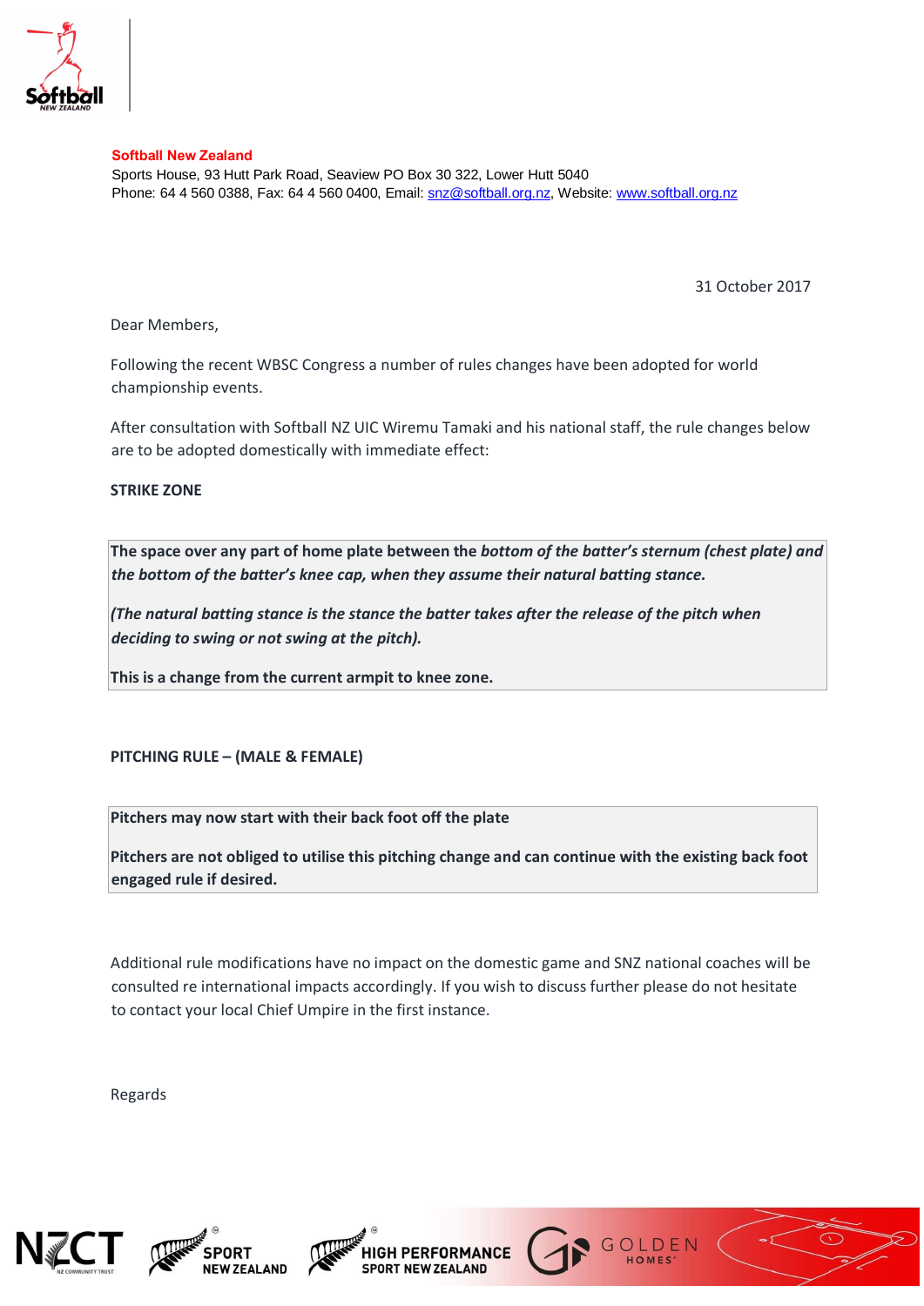**Softball New Zealand**
Sports House, 93 Hutt Park Road, Seaview PO Box 30 322, Lower Hutt 5040
Phone: 64 4 560 0388, Fax: 64 4 560 0400, Email: snz@softball.org.nz, Website: www.softball.org.nz

31 October 2017

Dear Members,

Following the recent WBSC Congress a number of rules changes have been adopted for world championship events.

After consultation with Softball NZ UIC Wiremu Tamaki and his national staff, the rule changes below are to be adopted domestically with immediate effect:

**STRIKE ZONE**

**The space over any part of home plate between the *bottom of the batter's sternum (chest plate) and the bottom of the batter's knee cap, when they assume their natural batting stance.***

***(The natural batting stance is the stance the batter takes after the release of the pitch when deciding to swing or not swing at the pitch).***

**This is a change from the current armpit to knee zone.**

**PITCHING RULE – (MALE & FEMALE)**

**Pitchers may now start with their back foot off the plate**

**Pitchers are not obliged to utilise this pitching change and can continue with the existing back foot engaged rule if desired.**

Additional rule modifications have no impact on the domestic game and SNZ national coaches will be consulted re international impacts accordingly. If you wish to discuss further please do not hesitate to contact your local Chief Umpire in the first instance.

Regards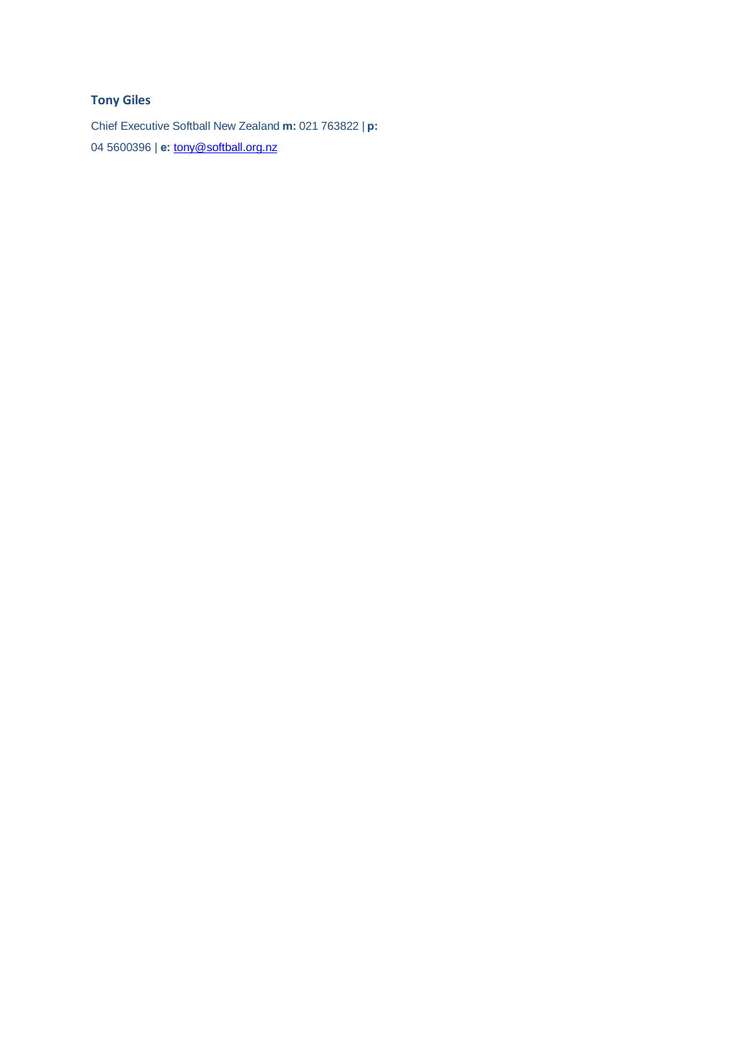**Tony Giles**

Chief Executive Softball New Zealand **m:** 021 763822 | **p:** 04 5600396 | **e:** tony@softball.org.nz